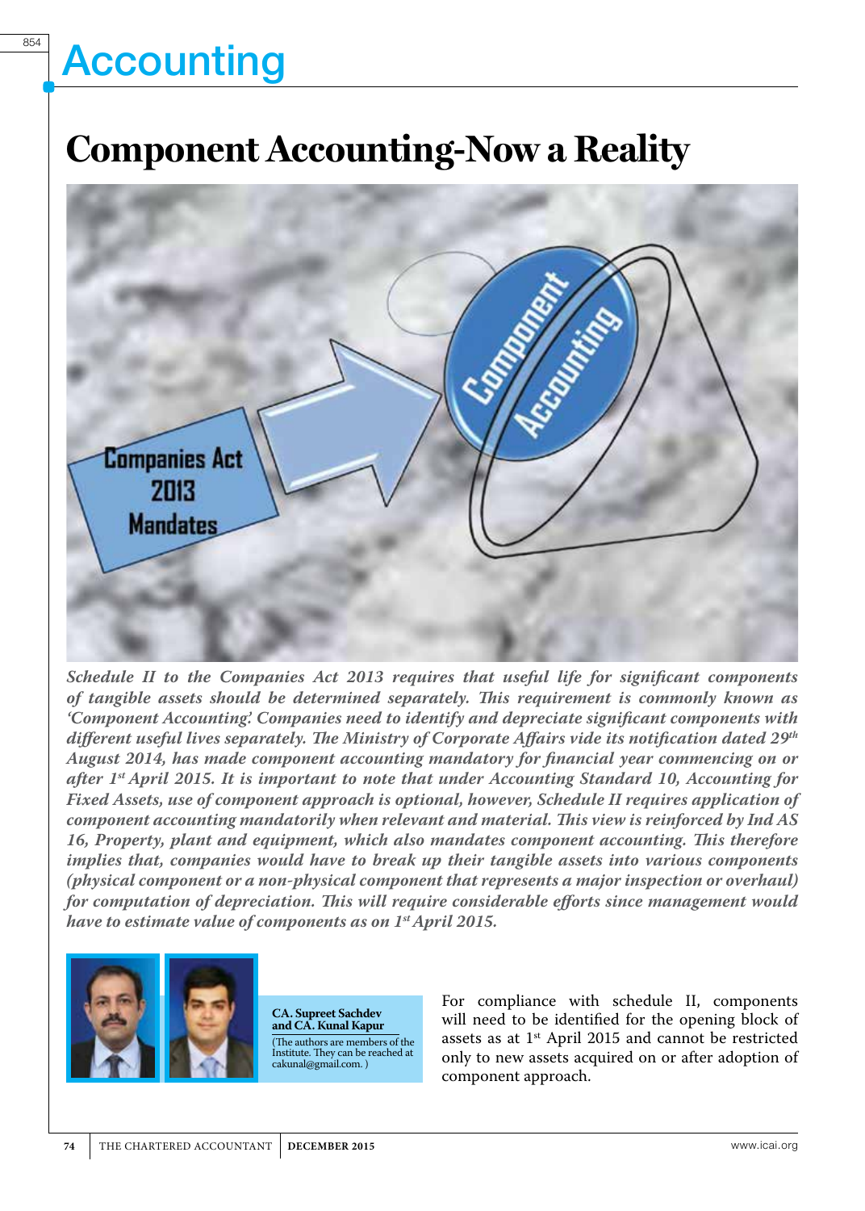# Accounting

# Component Accounting-Now a Reality

***Schedule II to the Companies Act 2013 requires that useful life for significant components of tangible assets should be determined separately. This requirement is commonly known as 'Component Accounting.' Companies need to identify and depreciate significant components with different useful lives separately. The Ministry of Corporate Affairs vide its notification dated 29th August 2014, has made component accounting mandatory for financial year commencing on or after 1st April 2015. It is important to note that under Accounting Standard 10, Accounting for Fixed Assets, use of component approach is optional, however, Schedule II requires application of component accounting mandatorily when relevant and material. This view is reinforced by Ind AS 16, Property, plant and equipment, which also mandates component accounting. This therefore implies that, companies would have to break up their tangible assets into various components (physical component or a non-physical component that represents a major inspection or overhaul) for computation of depreciation. This will require considerable efforts since management would have to estimate value of components as on 1st April 2015.***

**CA. Supreet Sachdev and CA. Kunal Kapur**

(The authors are members of the Institute. They can be reached at cakunal@gmail.com. )

For compliance with schedule II, components will need to be identified for the opening block of assets as at 1st April 2015 and cannot be restricted only to new assets acquired on or after adoption of component approach.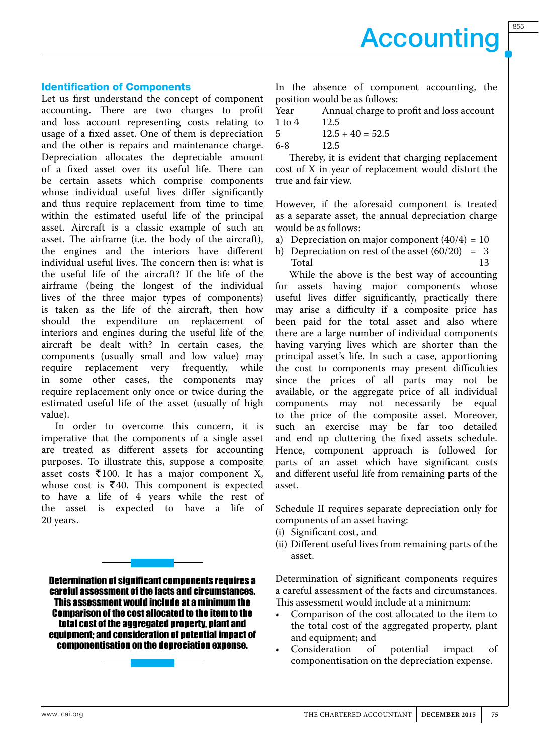## Identification of Components

Let us first understand the concept of component accounting. There are two charges to profit and loss account representing costs relating to usage of a fixed asset. One of them is depreciation and the other is repairs and maintenance charge. Depreciation allocates the depreciable amount of a fixed asset over its useful life. There can be certain assets which comprise components whose individual useful lives differ significantly and thus require replacement from time to time within the estimated useful life of the principal asset. Aircraft is a classic example of such an asset. The airframe (i.e. the body of the aircraft), the engines and the interiors have different individual useful lives. The concern then is: what is the useful life of the aircraft? If the life of the airframe (being the longest of the individual lives of the three major types of components) is taken as the life of the aircraft, then how should the expenditure on replacement of interiors and engines during the useful life of the aircraft be dealt with? In certain cases, the components (usually small and low value) may require replacement very frequently, while in some other cases, the components may require replacement only once or twice during the estimated useful life of the asset (usually of high value).

In order to overcome this concern, it is imperative that the components of a single asset are treated as different assets for accounting purposes. To illustrate this, suppose a composite asset costs ₹100. It has a major component X, whose cost is ₹40. This component is expected to have a life of 4 years while the rest of the asset is expected to have a life of 20 years.

In the absence of component accounting, the position would be as follows:

| Year | Annual charge to profit and loss account |
|---|---|
| 1 to 4 | 12.5 |
| 5 | 12.5 + 40 = 52.5 |
| 6-8 | 12.5 |

Thereby, it is evident that charging replacement cost of X in year of replacement would distort the true and fair view.

However, if the aforesaid component is treated as a separate asset, the annual depreciation charge would be as follows:

| | | |
|---|---|---|
| a) | Depreciation on major component (40/4) | = 10 |
| b) | Depreciation on rest of the asset (60/20) | = 3 |
| | Total | 13 |

While the above is the best way of accounting for assets having major components whose useful lives differ significantly, practically there may arise a difficulty if a composite price has been paid for the total asset and also where there are a large number of individual components having varying lives which are shorter than the principal asset's life. In such a case, apportioning the cost to components may present difficulties since the prices of all parts may not be available, or the aggregate price of all individual components may not necessarily be equal to the price of the composite asset. Moreover, such an exercise may be far too detailed and end up cluttering the fixed assets schedule. Hence, component approach is followed for parts of an asset which have significant costs and different useful life from remaining parts of the asset.

Schedule II requires separate depreciation only for components of an asset having:

(i) Significant cost, and
(ii) Different useful lives from remaining parts of the asset.

Determination of significant components requires a careful assessment of the facts and circumstances. This assessment would include at a minimum:

- Comparison of the cost allocated to the item to the total cost of the aggregated property, plant and equipment; and
- Consideration of potential impact of componentisation on the depreciation expense.

> **Determination of significant components requires a careful assessment of the facts and circumstances. This assessment would include at a minimum the Comparison of the cost allocated to the item to the total cost of the aggregated property, plant and equipment; and consideration of potential impact of componentisation on the depreciation expense.**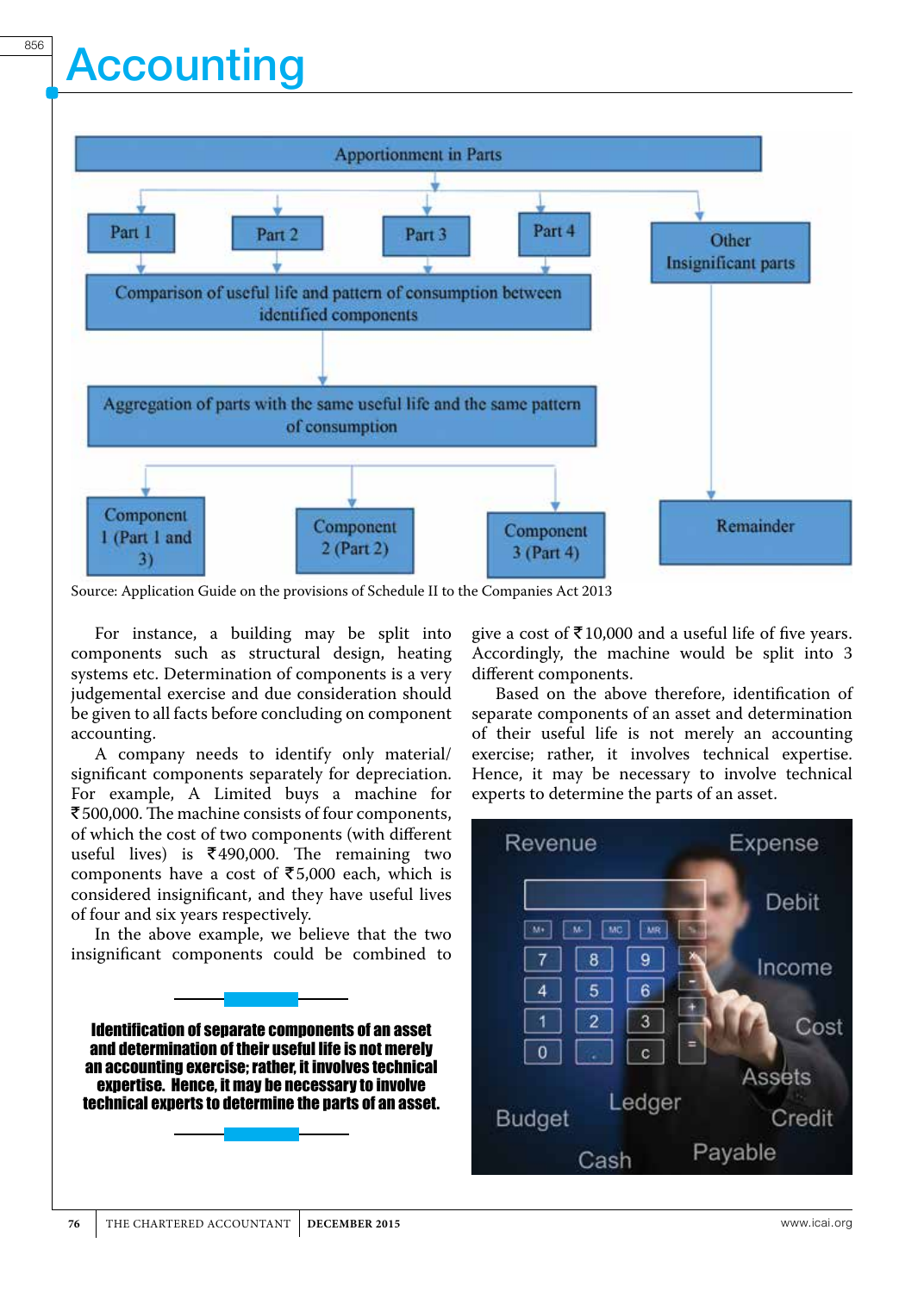# Accounting

Apportionment in Parts

Part 1 | Part 2 | Part 3 | Part 4 | Other Insignificant parts

Comparison of useful life and pattern of consumption between identified components

Aggregation of parts with the same useful life and the same pattern of consumption

Component 1 (Part 1 and 3) | Component 2 (Part 2) | Component 3 (Part 4) | Remainder

Source: Application Guide on the provisions of Schedule II to the Companies Act 2013

For instance, a building may be split into components such as structural design, heating systems etc. Determination of components is a very judgemental exercise and due consideration should be given to all facts before concluding on component accounting.

A company needs to identify only material/ significant components separately for depreciation. For example, A Limited buys a machine for ₹500,000. The machine consists of four components, of which the cost of two components (with different useful lives) is ₹490,000. The remaining two components have a cost of ₹5,000 each, which is considered insignificant, and they have useful lives of four and six years respectively.

In the above example, we believe that the two insignificant components could be combined to give a cost of ₹10,000 and a useful life of five years. Accordingly, the machine would be split into 3 different components.

Based on the above therefore, identification of separate components of an asset and determination of their useful life is not merely an accounting exercise; rather, it involves technical expertise. Hence, it may be necessary to involve technical experts to determine the parts of an asset.

**Identification of separate components of an asset and determination of their useful life is not merely an accounting exercise; rather, it involves technical expertise. Hence, it may be necessary to involve technical experts to determine the parts of an asset.**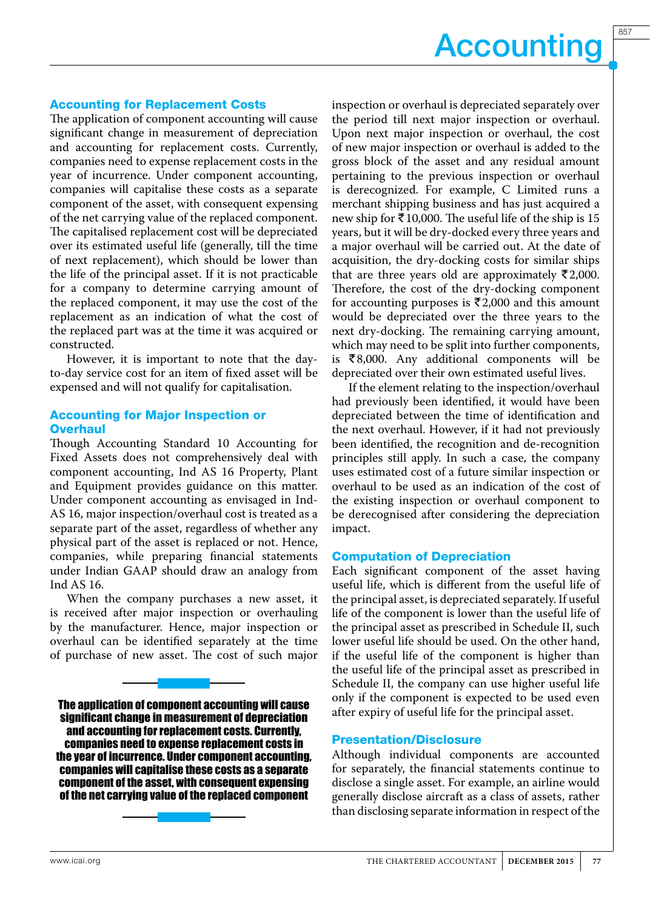### Accounting for Replacement Costs

The application of component accounting will cause significant change in measurement of depreciation and accounting for replacement costs. Currently, companies need to expense replacement costs in the year of incurrence. Under component accounting, companies will capitalise these costs as a separate component of the asset, with consequent expensing of the net carrying value of the replaced component. The capitalised replacement cost will be depreciated over its estimated useful life (generally, till the time of next replacement), which should be lower than the life of the principal asset. If it is not practicable for a company to determine carrying amount of the replaced component, it may use the cost of the replacement as an indication of what the cost of the replaced part was at the time it was acquired or constructed.

However, it is important to note that the day-to-day service cost for an item of fixed asset will be expensed and will not qualify for capitalisation.

### Accounting for Major Inspection or Overhaul

Though Accounting Standard 10 Accounting for Fixed Assets does not comprehensively deal with component accounting, Ind AS 16 Property, Plant and Equipment provides guidance on this matter. Under component accounting as envisaged in Ind-AS 16, major inspection/overhaul cost is treated as a separate part of the asset, regardless of whether any physical part of the asset is replaced or not. Hence, companies, while preparing financial statements under Indian GAAP should draw an analogy from Ind AS 16.

When the company purchases a new asset, it is received after major inspection or overhauling by the manufacturer. Hence, major inspection or overhaul can be identified separately at the time of purchase of new asset. The cost of such major inspection or overhaul is depreciated separately over the period till next major inspection or overhaul. Upon next major inspection or overhaul, the cost of new major inspection or overhaul is added to the gross block of the asset and any residual amount pertaining to the previous inspection or overhaul is derecognized. For example, C Limited runs a merchant shipping business and has just acquired a new ship for ₹10,000. The useful life of the ship is 15 years, but it will be dry-docked every three years and a major overhaul will be carried out. At the date of acquisition, the dry-docking costs for similar ships that are three years old are approximately ₹2,000. Therefore, the cost of the dry-docking component for accounting purposes is ₹2,000 and this amount would be depreciated over the three years to the next dry-docking. The remaining carrying amount, which may need to be split into further components, is ₹8,000. Any additional components will be depreciated over their own estimated useful lives.

If the element relating to the inspection/overhaul had previously been identified, it would have been depreciated between the time of identification and the next overhaul. However, if it had not previously been identified, the recognition and de-recognition principles still apply. In such a case, the company uses estimated cost of a future similar inspection or overhaul to be used as an indication of the cost of the existing inspection or overhaul component to be derecognised after considering the depreciation impact.

**The application of component accounting will cause significant change in measurement of depreciation and accounting for replacement costs. Currently, companies need to expense replacement costs in the year of incurrence. Under component accounting, companies will capitalise these costs as a separate component of the asset, with consequent expensing of the net carrying value of the replaced component**

### Computation of Depreciation

Each significant component of the asset having useful life, which is different from the useful life of the principal asset, is depreciated separately. If useful life of the component is lower than the useful life of the principal asset as prescribed in Schedule II, such lower useful life should be used. On the other hand, if the useful life of the component is higher than the useful life of the principal asset as prescribed in Schedule II, the company can use higher useful life only if the component is expected to be used even after expiry of useful life for the principal asset.

### Presentation/Disclosure

Although individual components are accounted for separately, the financial statements continue to disclose a single asset. For example, an airline would generally disclose aircraft as a class of assets, rather than disclosing separate information in respect of the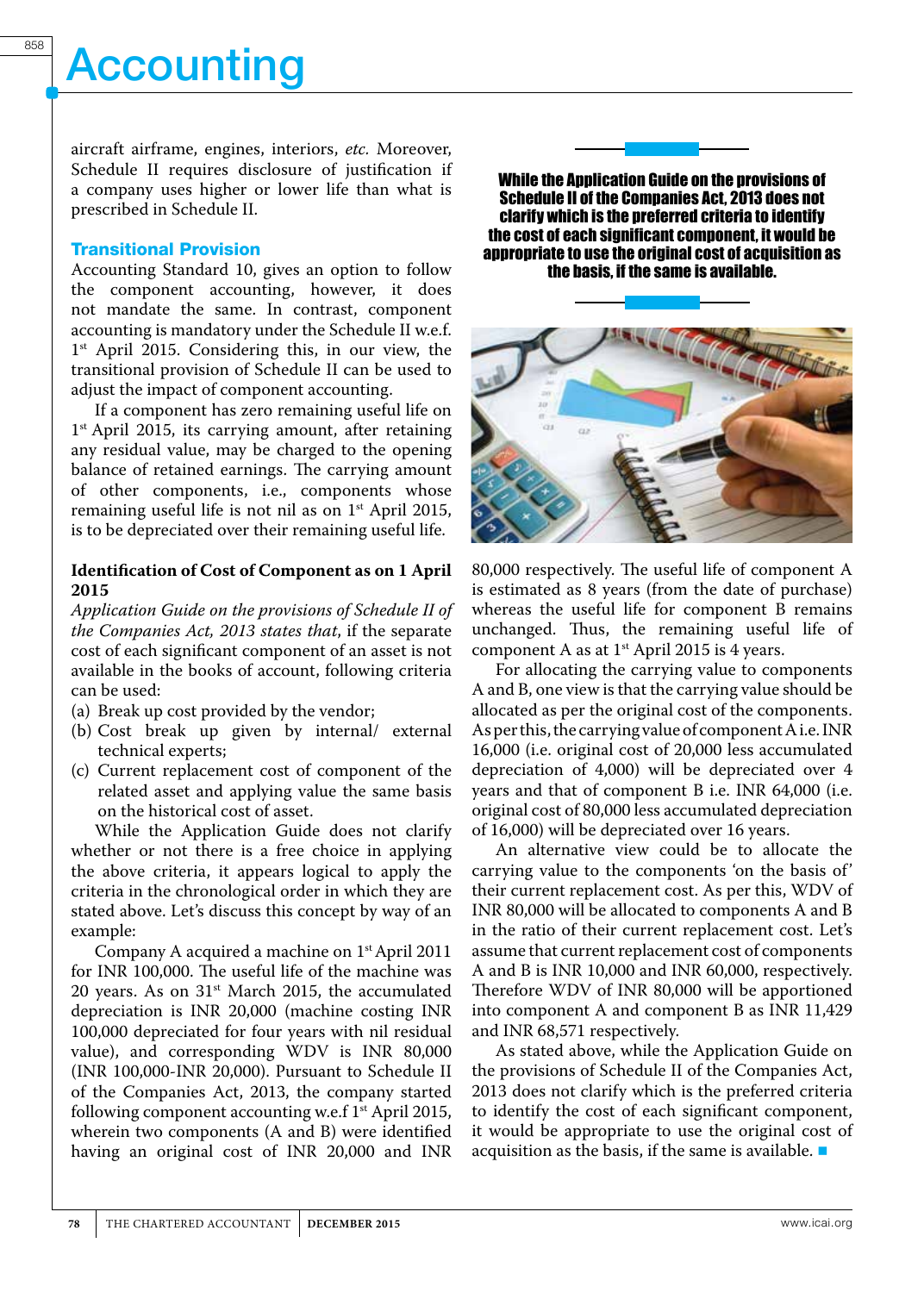aircraft airframe, engines, interiors, *etc.* Moreover, Schedule II requires disclosure of justification if a company uses higher or lower life than what is prescribed in Schedule II.

## Transitional Provision

Accounting Standard 10, gives an option to follow the component accounting, however, it does not mandate the same. In contrast, component accounting is mandatory under the Schedule II w.e.f. 1st April 2015. Considering this, in our view, the transitional provision of Schedule II can be used to adjust the impact of component accounting.

If a component has zero remaining useful life on 1st April 2015, its carrying amount, after retaining any residual value, may be charged to the opening balance of retained earnings. The carrying amount of other components, i.e., components whose remaining useful life is not nil as on 1st April 2015, is to be depreciated over their remaining useful life.

### Identification of Cost of Component as on 1 April 2015

*Application Guide on the provisions of Schedule II of the Companies Act, 2013 states that*, if the separate cost of each significant component of an asset is not available in the books of account, following criteria can be used:

(a) Break up cost provided by the vendor;
(b) Cost break up given by internal/ external technical experts;
(c) Current replacement cost of component of the related asset and applying value the same basis on the historical cost of asset.

While the Application Guide does not clarify whether or not there is a free choice in applying the above criteria, it appears logical to apply the criteria in the chronological order in which they are stated above. Let's discuss this concept by way of an example:

Company A acquired a machine on 1st April 2011 for INR 100,000. The useful life of the machine was 20 years. As on 31st March 2015, the accumulated depreciation is INR 20,000 (machine costing INR 100,000 depreciated for four years with nil residual value), and corresponding WDV is INR 80,000 (INR 100,000-INR 20,000). Pursuant to Schedule II of the Companies Act, 2013, the company started following component accounting w.e.f 1st April 2015, wherein two components (A and B) were identified having an original cost of INR 20,000 and INR 80,000 respectively. The useful life of component A is estimated as 8 years (from the date of purchase) whereas the useful life for component B remains unchanged. Thus, the remaining useful life of component A as at 1st April 2015 is 4 years.

**While the Application Guide on the provisions of Schedule II of the Companies Act, 2013 does not clarify which is the preferred criteria to identify the cost of each significant component, it would be appropriate to use the original cost of acquisition as the basis, if the same is available.**

For allocating the carrying value to components A and B, one view is that the carrying value should be allocated as per the original cost of the components. As per this, the carrying value of component A i.e. INR 16,000 (i.e. original cost of 20,000 less accumulated depreciation of 4,000) will be depreciated over 4 years and that of component B i.e. INR 64,000 (i.e. original cost of 80,000 less accumulated depreciation of 16,000) will be depreciated over 16 years.

An alternative view could be to allocate the carrying value to the components 'on the basis of' their current replacement cost. As per this, WDV of INR 80,000 will be allocated to components A and B in the ratio of their current replacement cost. Let's assume that current replacement cost of components A and B is INR 10,000 and INR 60,000, respectively. Therefore WDV of INR 80,000 will be apportioned into component A and component B as INR 11,429 and INR 68,571 respectively.

As stated above, while the Application Guide on the provisions of Schedule II of the Companies Act, 2013 does not clarify which is the preferred criteria to identify the cost of each significant component, it would be appropriate to use the original cost of acquisition as the basis, if the same is available. ■